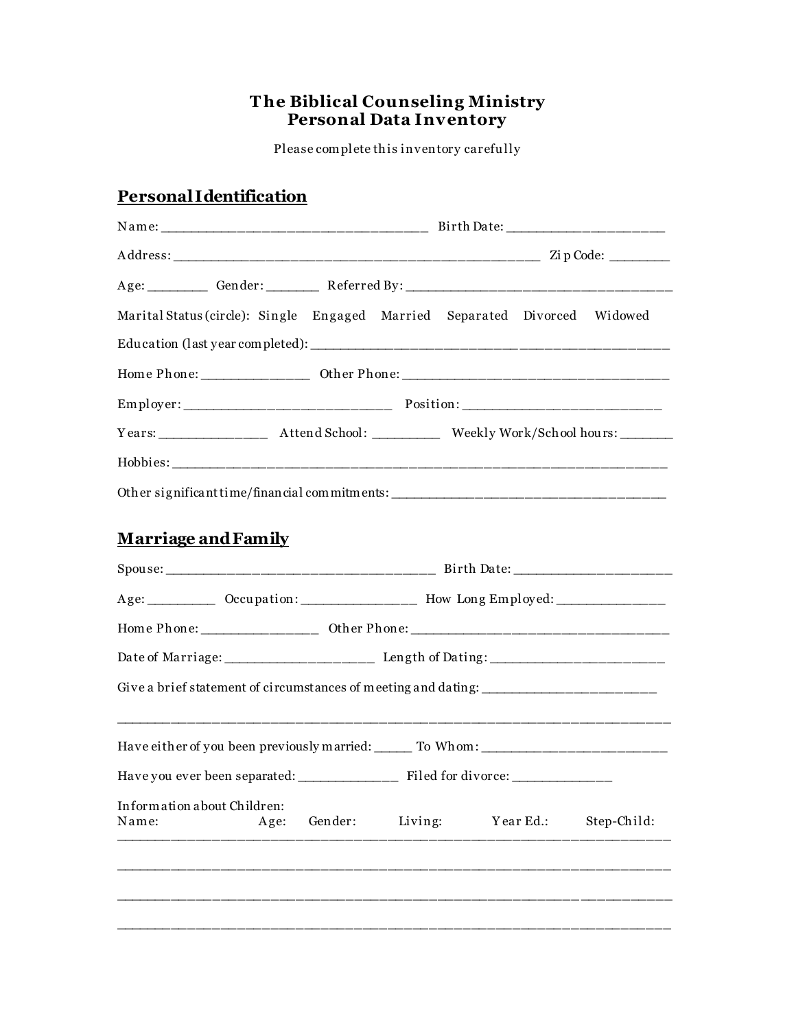# The Biblical Counseling Ministry
# Personal Data Inventory

Please complete this inventory carefully

## Personal Identification

Name: ___________________________________ Birth Date: _____________________

Address: __________________________________________________ Zip Code: ________

Age: ________ Gender: _______ Referred By: _____________________________________

Marital Status (circle): Single Engaged Married Separated Divorced Widowed

Education (last year completed): ______________________________________________

Home Phone: ______________ Other Phone: ____________________________________

Employer: ____________________________ Position: ___________________________

Years: _______________ Attend School: _________ Weekly Work/School hours: _______

Hobbies: _____________________________________________________________________

Other significant time/financial commitments: ___________________________________

## Marriage and Family

Spouse: ____________________________________ Birth Date: _____________________

Age: _________ Occupation: _______________ How Long Employed: ______________

Home Phone: _______________ Other Phone: ____________________________________

Date of Marriage: ____________________ Length of Dating: _______________________

Give a brief statement of circumstances of meeting and dating: _______________________

______________________________________________________________________________

Have either of you been previously married: _____ To Whom: _________________________

Have you ever been separated: _____________ Filed for divorce: _____________

Information about Children:

| Name: | Age: | Gender: | Living: | Year Ed.: | Step-Child: |
|---|---|---|---|---|---|
| | | | | | |
| | | | | | |
| | | | | | |
| | | | | | |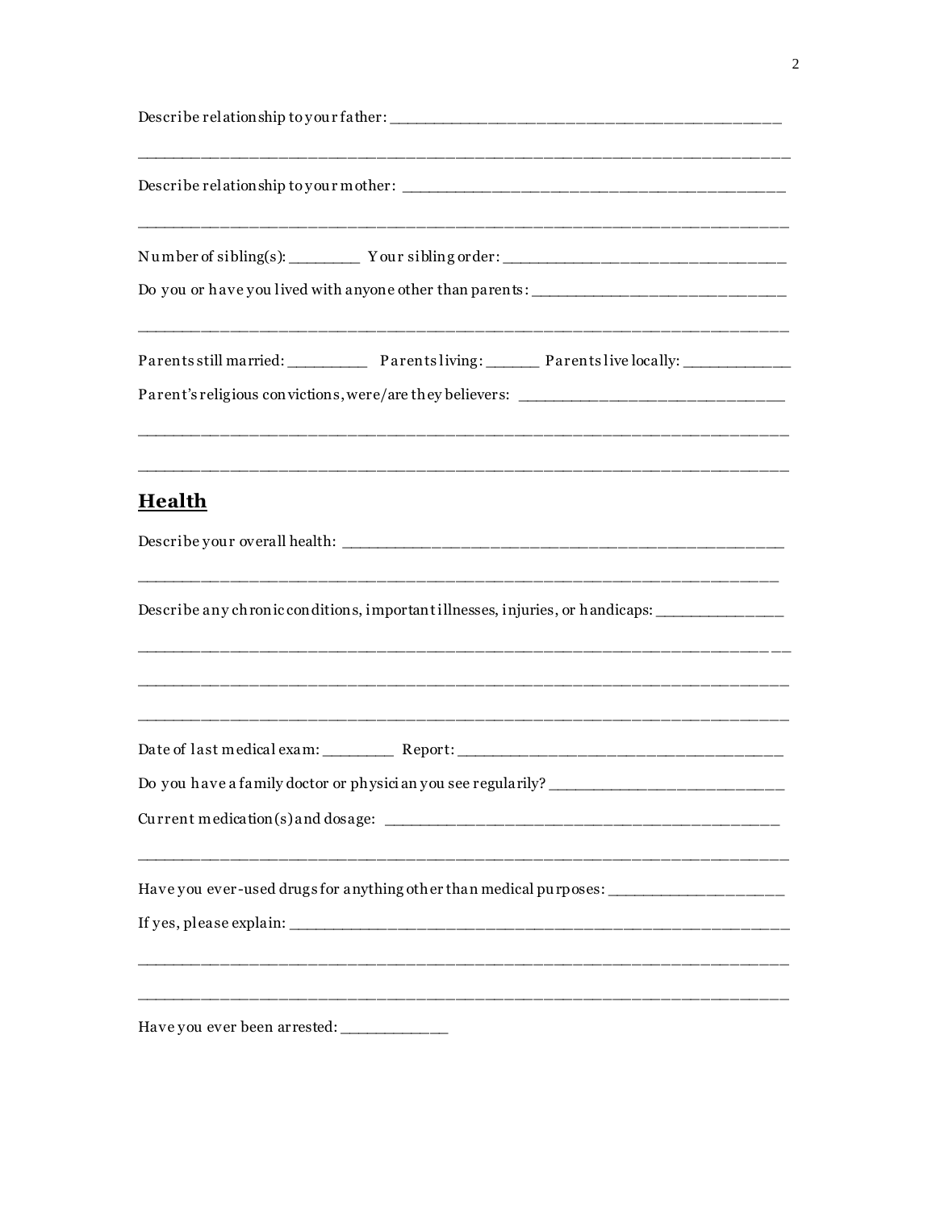Describe relationship to your father: ______________________________________________

________________________________________________________________________

Describe relationship to your mother: ______________________________________________

________________________________________________________________________

Number of sibling(s): ________ Your sibling order: _________________________________

Do you or have you lived with anyone other than parents: _____________________________

________________________________________________________________________

Parents still married: _________ Parents living: ______ Parents live locally: ____________

Parent's religious convictions, were/are they believers: ______________________________

________________________________________________________________________

________________________________________________________________________

## Health

Describe your overall health: _____________________________________________________

________________________________________________________________________

Describe any chronic conditions, important illnesses, injuries, or handicaps: _______________

________________________________________________________________________

________________________________________________________________________

________________________________________________________________________

Date of last medical exam: ________ Report: _____________________________________

Do you have a family doctor or physician you see regularily? ___________________________

Current medication(s) and dosage: ________________________________________________

________________________________________________________________________

Have you ever-used drugs for anything other than medical purposes: ____________________

If yes, please explain: ___________________________________________________________

________________________________________________________________________

________________________________________________________________________

Have you ever been arrested: ____________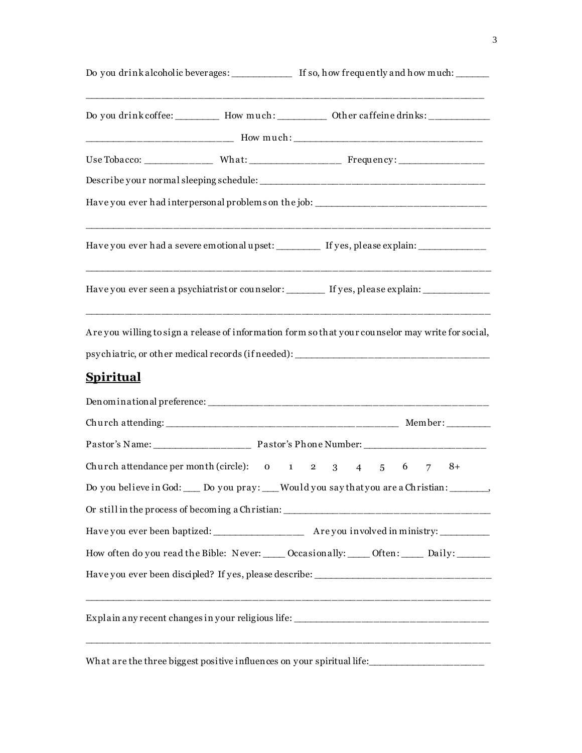Do you drink alcoholic beverages: ___________ If so, how frequently and how much: ______

_______________________________________________________________________________

Do you drink coffee: ________ How much: _________ Other caffeine drinks: ___________

___________________________ How much: ____________________________________

Use Tobacco: _____________ What: _________________ Frequency: ________________

Describe your normal sleeping schedule: ___________________________________________

Have you ever had interpersonal problems on the job: _______________________________

_______________________________________________________________________________

Have you ever had a severe emotional upset: ________ If yes, please explain: _____________

_______________________________________________________________________________

Have you ever seen a psychiatrist or counselor: _______ If yes, please explain: _____________

_______________________________________________________________________________

Are you willing to sign a release of information form so that your counselor may write for social, psychiatric, or other medical records (if needed): ___________________________________

## Spiritual

Denominational preference: _____________________________________________________

Church attending: ___________________________________________ Member: ________

Pastor's Name: __________________ Pastor's Phone Number: ______________________

Church attendance per month (circle): 0 1 2 3 4 5 6 7 8+

Do you believe in God: ___ Do you pray: ___ Would you say that you are a Christian: _______,

Or still in the process of becoming a Christian: _____________________________________

Have you ever been baptized: ________________ Are you involved in ministry: _________

How often do you read the Bible: Never: ____ Occasionally: ____ Often: ____ Daily: ______

Have you ever been discipled? If yes, please describe: ________________________________

_______________________________________________________________________________

Explain any recent changes in your religious life: ___________________________________

_______________________________________________________________________________

What are the three biggest positive influences on your spiritual life:_____________________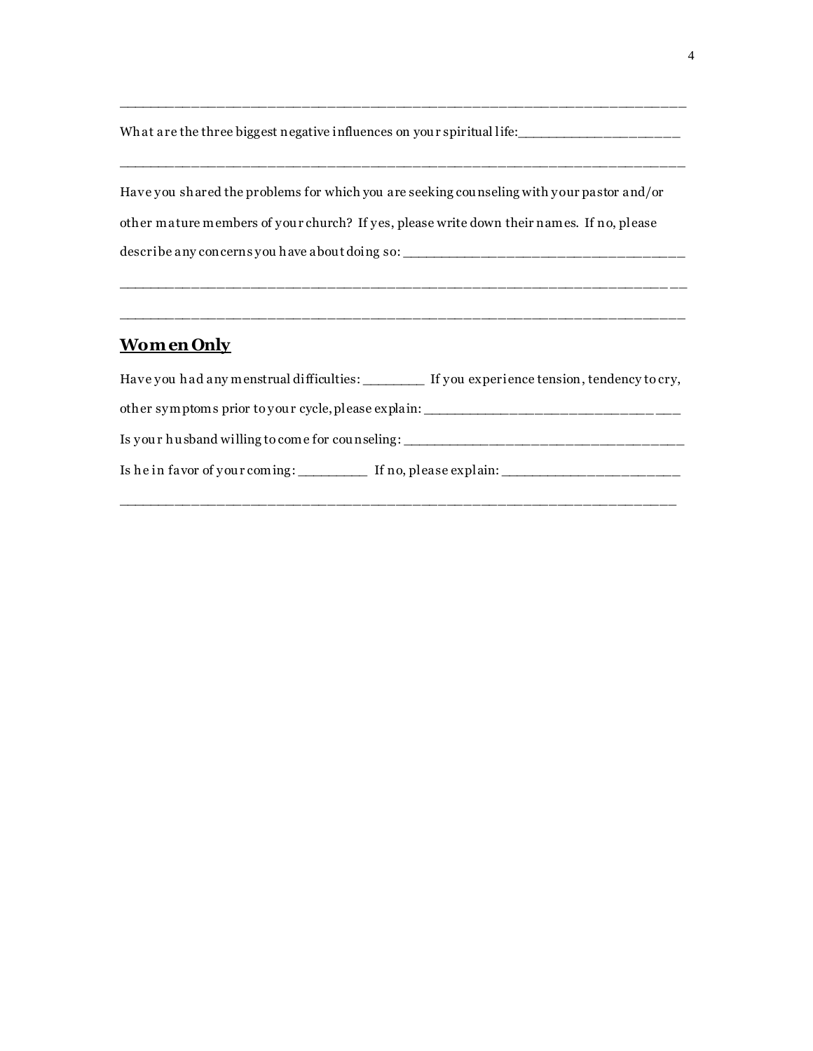______________________________________________________________________________

What are the three biggest negative influences on your spiritual life:____________________

______________________________________________________________________________

Have you shared the problems for which you are seeking counseling with your pastor and/or other mature members of your church? If yes, please write down their names. If no, please describe any concerns you have about doing so: ____________________________________

______________________________________________________________________________

______________________________________________________________________________

## Women Only

Have you had any menstrual difficulties: ________ If you experience tension, tendency to cry, other symptoms prior to your cycle, please explain: ________________________________

Is your husband willing to come for counseling: ____________________________________

Is he in favor of your coming: _________ If no, please explain: ______________________

______________________________________________________________________________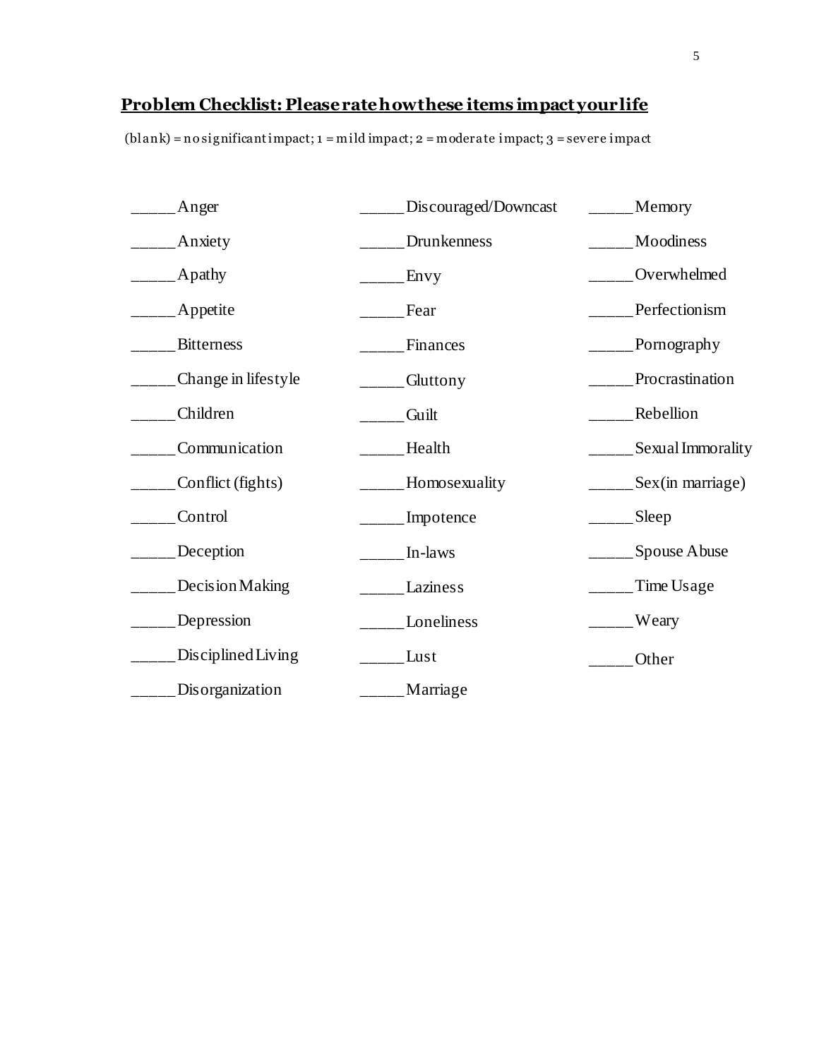## **Problem Checklist: Please rate how these items impact your life**

(blank) = no significant impact; 1 = mild impact; 2 = moderate impact; 3 = severe impact

_____ Anger

_____ Anxiety

_____ Apathy

_____ Appetite

_____ Bitterness

_____ Change in lifestyle

_____ Children

_____ Communication

_____ Conflict (fights)

_____ Control

_____ Deception

_____ Decision Making

_____ Depression

_____ Disciplined Living

_____ Disorganization

_____ Discouraged/Downcast

_____ Drunkenness

_____ Envy

_____ Fear

_____ Finances

_____ Gluttony

_____ Guilt

_____ Health

_____ Homosexuality

_____ Impotence

_____ In-laws

_____ Laziness

_____ Loneliness

_____ Lust

_____ Marriage

_____ Memory

_____ Moodiness

_____ Overwhelmed

_____ Perfectionism

_____ Pornography

_____ Procrastination

_____ Rebellion

_____ Sexual Immorality

_____ Sex (in marriage)

_____ Sleep

_____ Spouse Abuse

_____ Time Usage

_____ Weary

_____ Other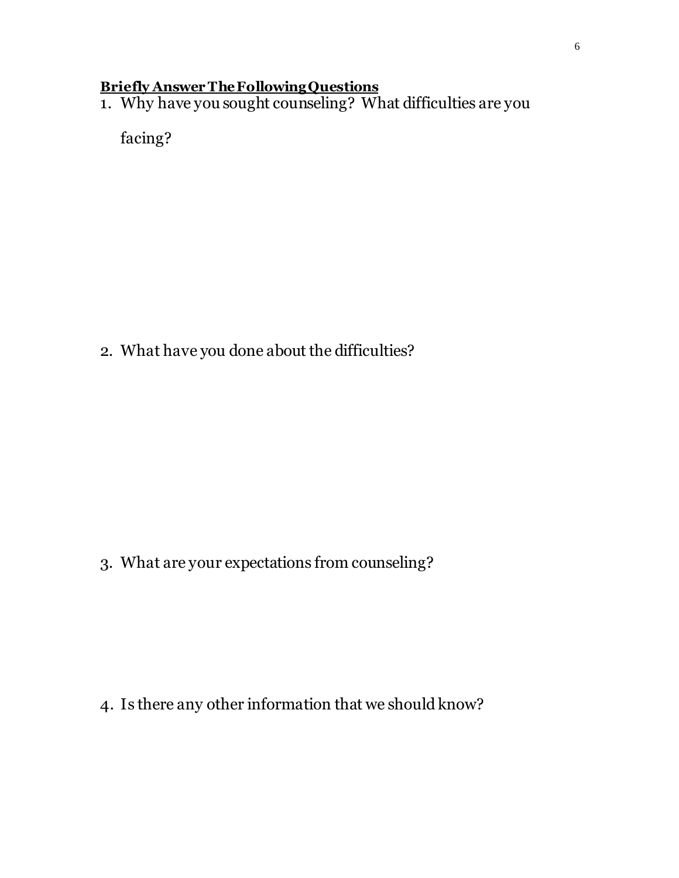**<u>Briefly Answer The Following Questions</u>**

1. Why have you sought counseling? What difficulties are you facing?

2. What have you done about the difficulties?

3. What are your expectations from counseling?

4. Is there any other information that we should know?